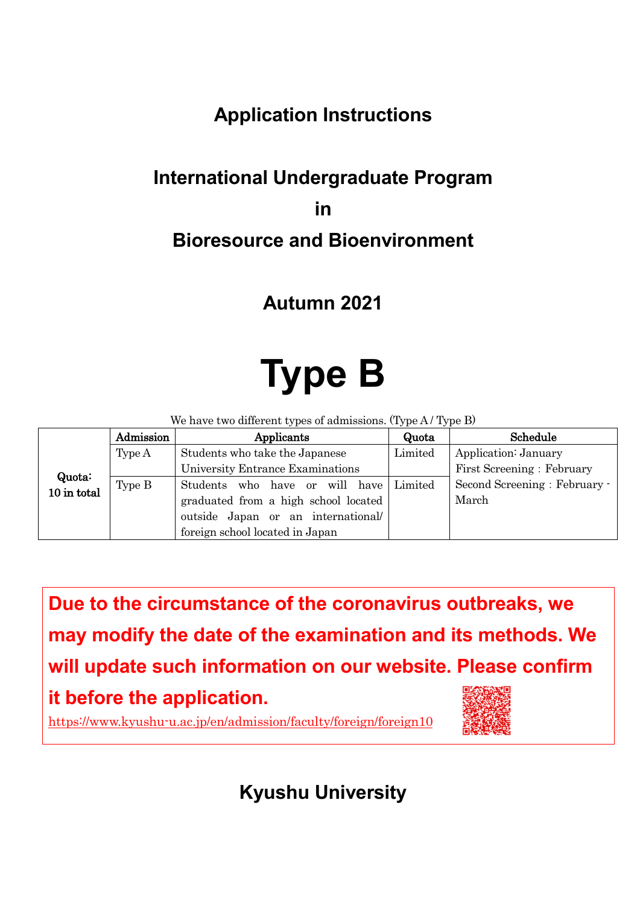# Application Instructions

## International Undergraduate Program in Bioresource and Bioenvironment

## Autumn 2021

# Type B

We have two different types of admissions. (Type A / Type B)

| | Admission | Applicants | Quota | Schedule |
|---|---|---|---|---|
| Quota: 10 in total | Type A | Students who take the Japanese University Entrance Examinations | Limited | Application: January<br>First Screening：February<br>Second Screening：February - March |
| | Type B | Students who have or will have graduated from a high school located outside Japan or an international/ foreign school located in Japan | Limited | |

**Due to the circumstance of the coronavirus outbreaks, we may modify the date of the examination and its methods. We will update such information on our website. Please confirm it before the application.**

https://www.kyushu-u.ac.jp/en/admission/faculty/foreign/foreign10

## Kyushu University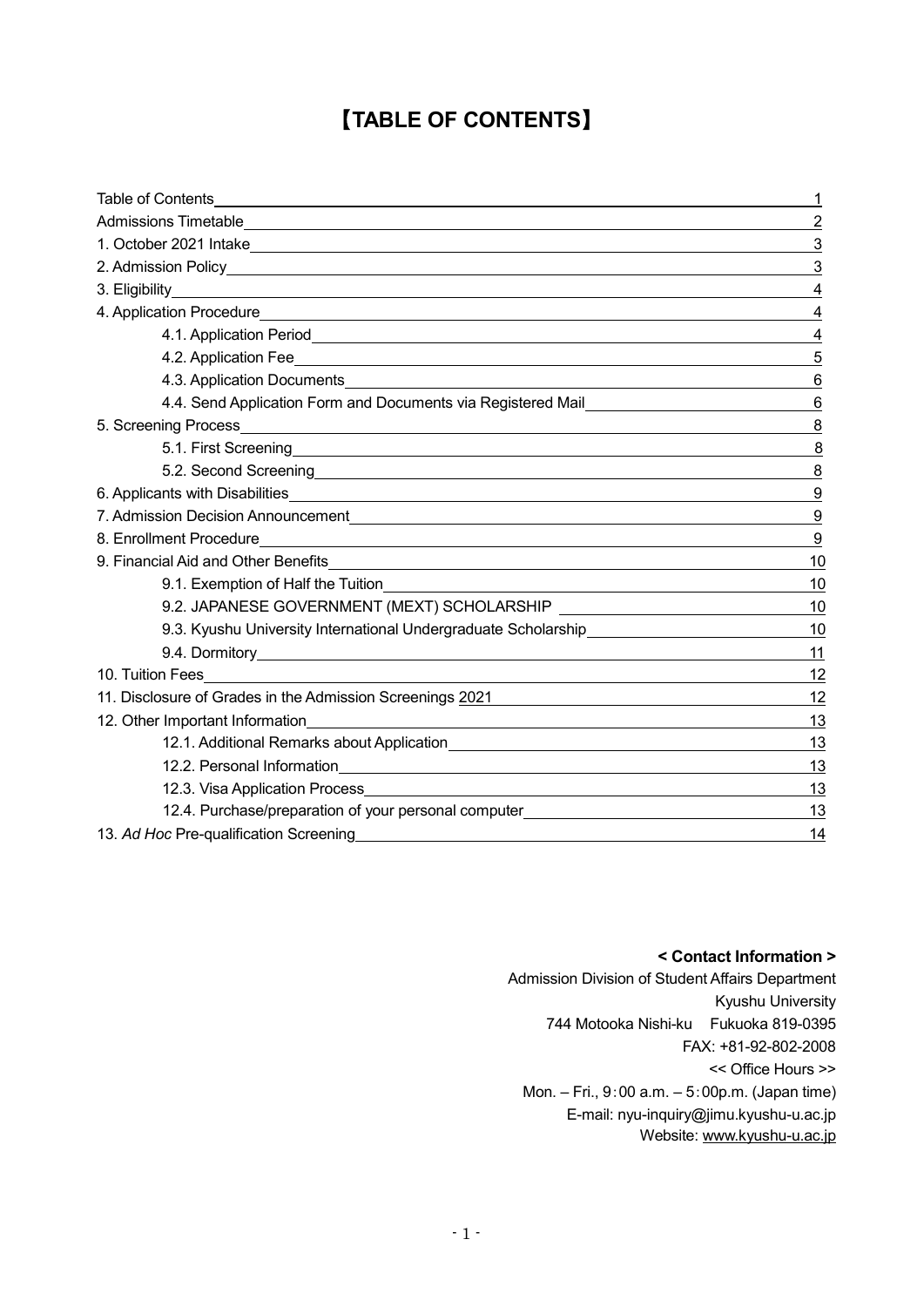# 【TABLE OF CONTENTS】

| | |
|---|---|
| Table of Contents | 1 |
| Admissions Timetable | 2 |
| 1. October 2021 Intake | 3 |
| 2. Admission Policy | 3 |
| 3. Eligibility | 4 |
| 4. Application Procedure | 4 |
| 4.1. Application Period | 4 |
| 4.2. Application Fee | 5 |
| 4.3. Application Documents | 6 |
| 4.4. Send Application Form and Documents via Registered Mail | 6 |
| 5. Screening Process | 8 |
| 5.1. First Screening | 8 |
| 5.2. Second Screening | 8 |
| 6. Applicants with Disabilities | 9 |
| 7. Admission Decision Announcement | 9 |
| 8. Enrollment Procedure | 9 |
| 9. Financial Aid and Other Benefits | 10 |
| 9.1. Exemption of Half the Tuition | 10 |
| 9.2. JAPANESE GOVERNMENT (MEXT) SCHOLARSHIP | 10 |
| 9.3. Kyushu University International Undergraduate Scholarship | 10 |
| 9.4. Dormitory | 11 |
| 10. Tuition Fees | 12 |
| 11. Disclosure of Grades in the Admission Screenings 2021 | 12 |
| 12. Other Important Information | 13 |
| 12.1. Additional Remarks about Application | 13 |
| 12.2. Personal Information | 13 |
| 12.3. Visa Application Process | 13 |
| 12.4. Purchase/preparation of your personal computer | 13 |
| 13. *Ad Hoc* Pre-qualification Screening | 14 |

**< Contact Information >**

Admission Division of Student Affairs Department
Kyushu University
744 Motooka Nishi-ku Fukuoka 819-0395
FAX: +81-92-802-2008
<< Office Hours >>
Mon. – Fri., 9：00 a.m. – 5：00p.m. (Japan time)
E-mail: nyu-inquiry@jimu.kyushu-u.ac.jp
Website: www.kyushu-u.ac.jp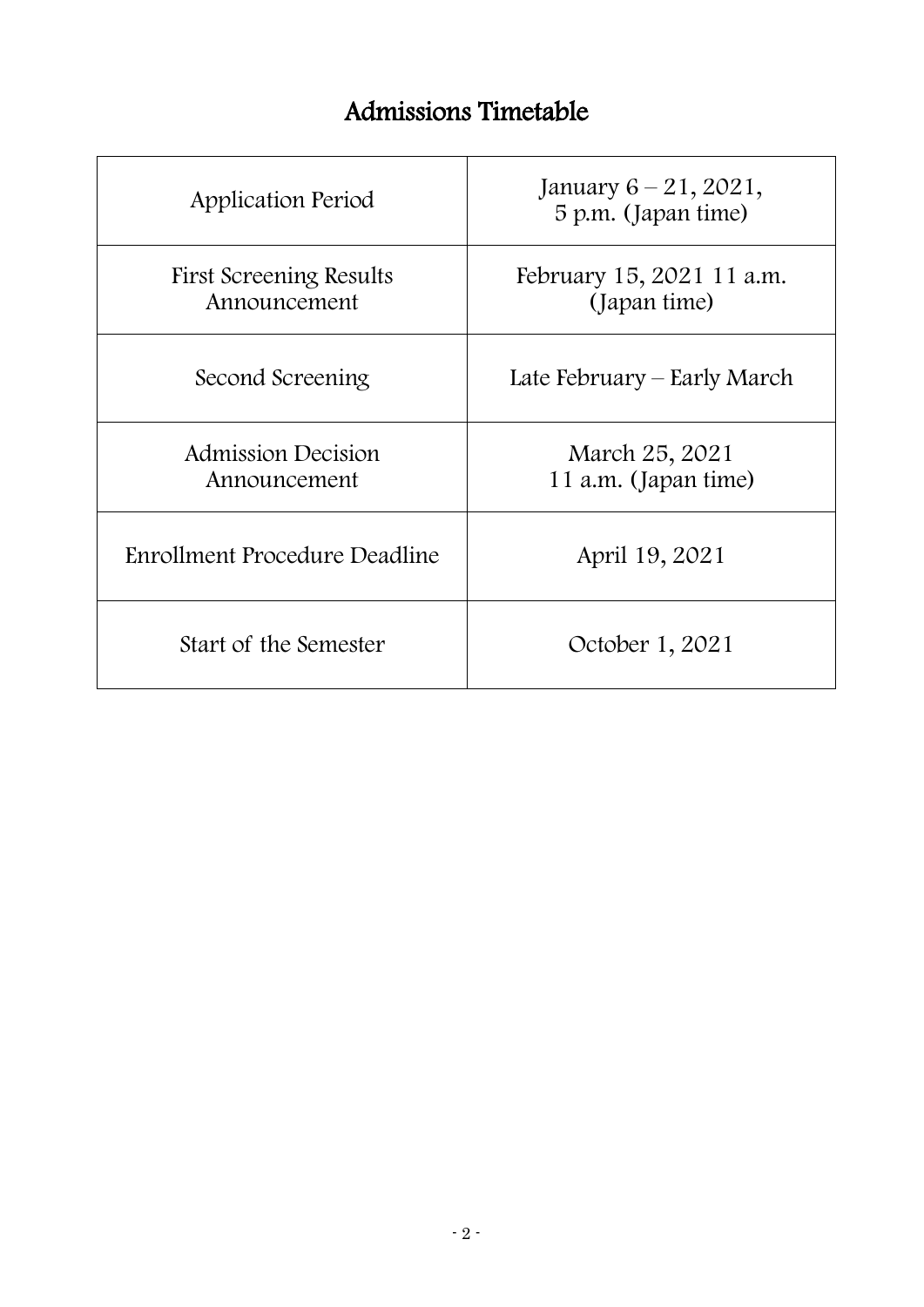# Admissions Timetable

| | |
|---|---|
| Application Period | January 6 – 21, 2021, 5 p.m. (Japan time) |
| First Screening Results Announcement | February 15, 2021 11 a.m. (Japan time) |
| Second Screening | Late February – Early March |
| Admission Decision Announcement | March 25, 2021 11 a.m. (Japan time) |
| Enrollment Procedure Deadline | April 19, 2021 |
| Start of the Semester | October 1, 2021 |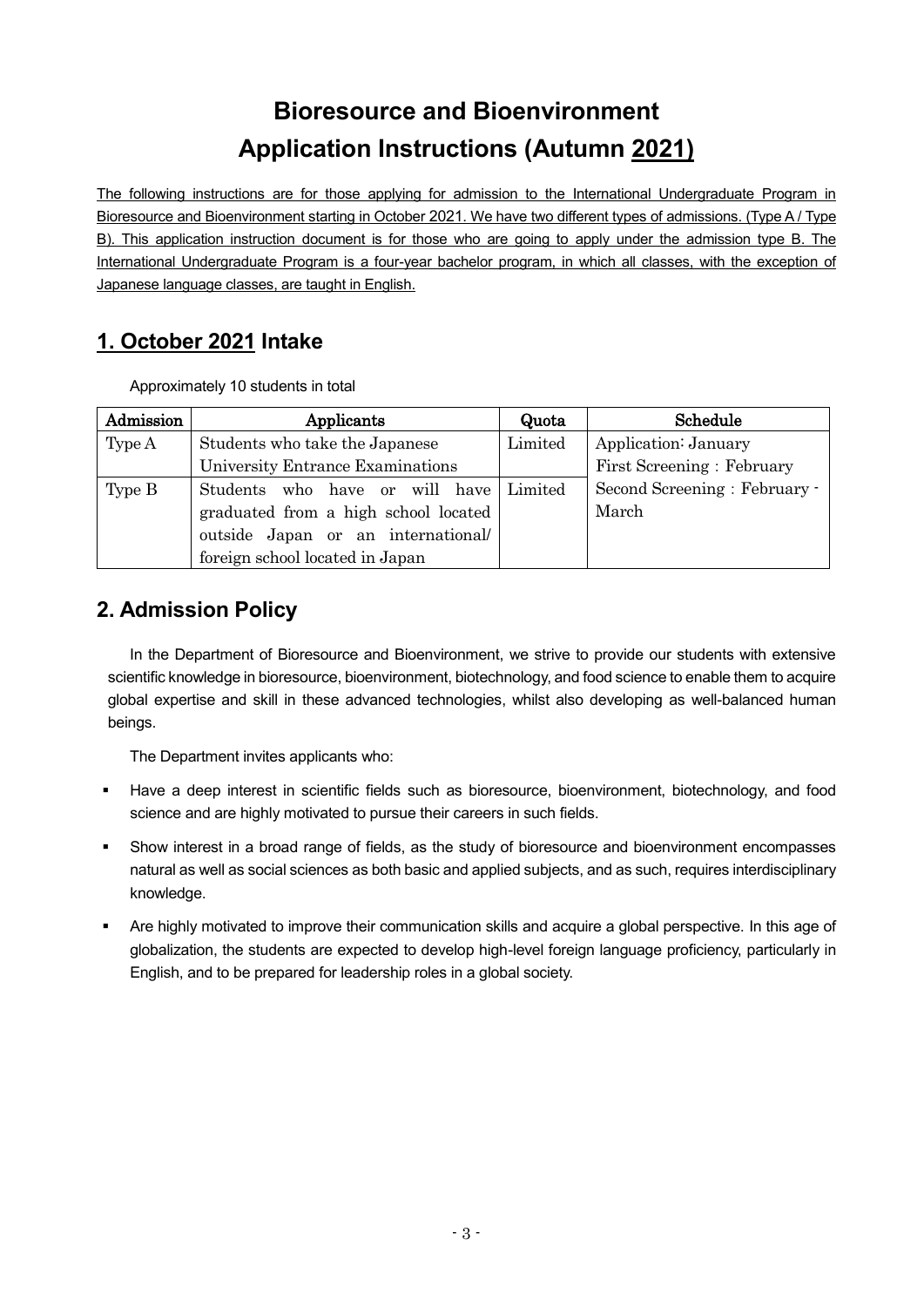# Bioresource and Bioenvironment Application Instructions (Autumn 2021)

The following instructions are for those applying for admission to the International Undergraduate Program in Bioresource and Bioenvironment starting in October 2021. We have two different types of admissions. (Type A / Type B). This application instruction document is for those who are going to apply under the admission type B. The International Undergraduate Program is a four-year bachelor program, in which all classes, with the exception of Japanese language classes, are taught in English.

## 1. October 2021 Intake

Approximately 10 students in total

| Admission | Applicants | Quota | Schedule |
|---|---|---|---|
| Type A | Students who take the Japanese University Entrance Examinations | Limited | Application: January<br>First Screening : February<br>Second Screening : February - March |
| Type B | Students who have or will have graduated from a high school located outside Japan or an international/ foreign school located in Japan | Limited | |

## 2. Admission Policy

In the Department of Bioresource and Bioenvironment, we strive to provide our students with extensive scientific knowledge in bioresource, bioenvironment, biotechnology, and food science to enable them to acquire global expertise and skill in these advanced technologies, whilst also developing as well-balanced human beings.

The Department invites applicants who:

- Have a deep interest in scientific fields such as bioresource, bioenvironment, biotechnology, and food science and are highly motivated to pursue their careers in such fields.
- Show interest in a broad range of fields, as the study of bioresource and bioenvironment encompasses natural as well as social sciences as both basic and applied subjects, and as such, requires interdisciplinary knowledge.
- Are highly motivated to improve their communication skills and acquire a global perspective. In this age of globalization, the students are expected to develop high-level foreign language proficiency, particularly in English, and to be prepared for leadership roles in a global society.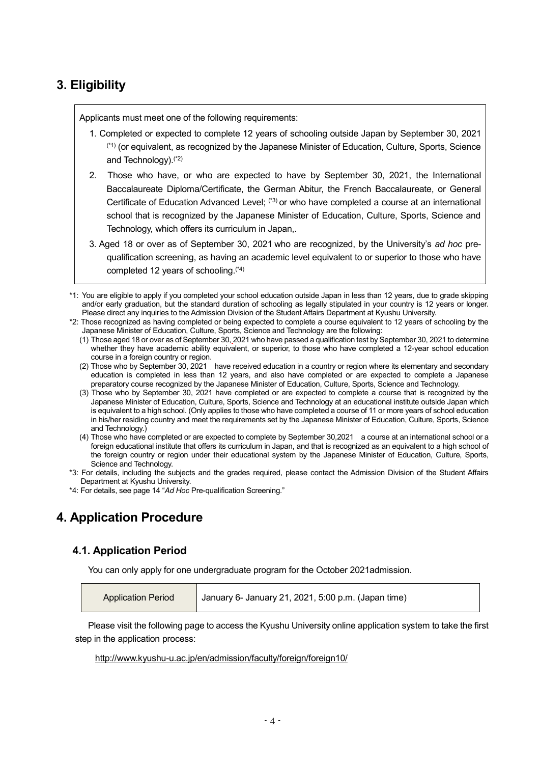## 3. Eligibility

Applicants must meet one of the following requirements:

1. Completed or expected to complete 12 years of schooling outside Japan by September 30, 2021 [(*1)] (or equivalent, as recognized by the Japanese Minister of Education, Culture, Sports, Science and Technology).[(*2)]
2. Those who have, or who are expected to have by September 30, 2021, the International Baccalaureate Diploma/Certificate, the German Abitur, the French Baccalaureate, or General Certificate of Education Advanced Level; [(*3)] or who have completed a course at an international school that is recognized by the Japanese Minister of Education, Culture, Sports, Science and Technology, which offers its curriculum in Japan,.
3. Aged 18 or over as of September 30, 2021 who are recognized, by the University's *ad hoc* pre-qualification screening, as having an academic level equivalent to or superior to those who have completed 12 years of schooling.[(*4)]

*1: You are eligible to apply if you completed your school education outside Japan in less than 12 years, due to grade skipping and/or early graduation, but the standard duration of schooling as legally stipulated in your country is 12 years or longer. Please direct any inquiries to the Admission Division of the Student Affairs Department at Kyushu University.

*2: Those recognized as having completed or being expected to complete a course equivalent to 12 years of schooling by the Japanese Minister of Education, Culture, Sports, Science and Technology are the following:

(1) Those aged 18 or over as of September 30, 2021 who have passed a qualification test by September 30, 2021 to determine whether they have academic ability equivalent, or superior, to those who have completed a 12-year school education course in a foreign country or region.

(2) Those who by September 30, 2021 have received education in a country or region where its elementary and secondary education is completed in less than 12 years, and also have completed or are expected to complete a Japanese preparatory course recognized by the Japanese Minister of Education, Culture, Sports, Science and Technology.

(3) Those who by September 30, 2021 have completed or are expected to complete a course that is recognized by the Japanese Minister of Education, Culture, Sports, Science and Technology at an educational institute outside Japan which is equivalent to a high school. (Only applies to those who have completed a course of 11 or more years of school education in his/her residing country and meet the requirements set by the Japanese Minister of Education, Culture, Sports, Science and Technology.)

(4) Those who have completed or are expected to complete by September 30,2021 a course at an international school or a foreign educational institute that offers its curriculum in Japan, and that is recognized as an equivalent to a high school of the foreign country or region under their educational system by the Japanese Minister of Education, Culture, Sports, Science and Technology.

*3: For details, including the subjects and the grades required, please contact the Admission Division of the Student Affairs Department at Kyushu University.

*4: For details, see page 14 "*Ad Hoc* Pre-qualification Screening."

## 4. Application Procedure

### 4.1. Application Period

You can only apply for one undergraduate program for the October 2021admission.

| Application Period | January 6- January 21, 2021, 5:00 p.m. (Japan time) |
|---|---|

Please visit the following page to access the Kyushu University online application system to take the first step in the application process:

http://www.kyushu-u.ac.jp/en/admission/faculty/foreign/foreign10/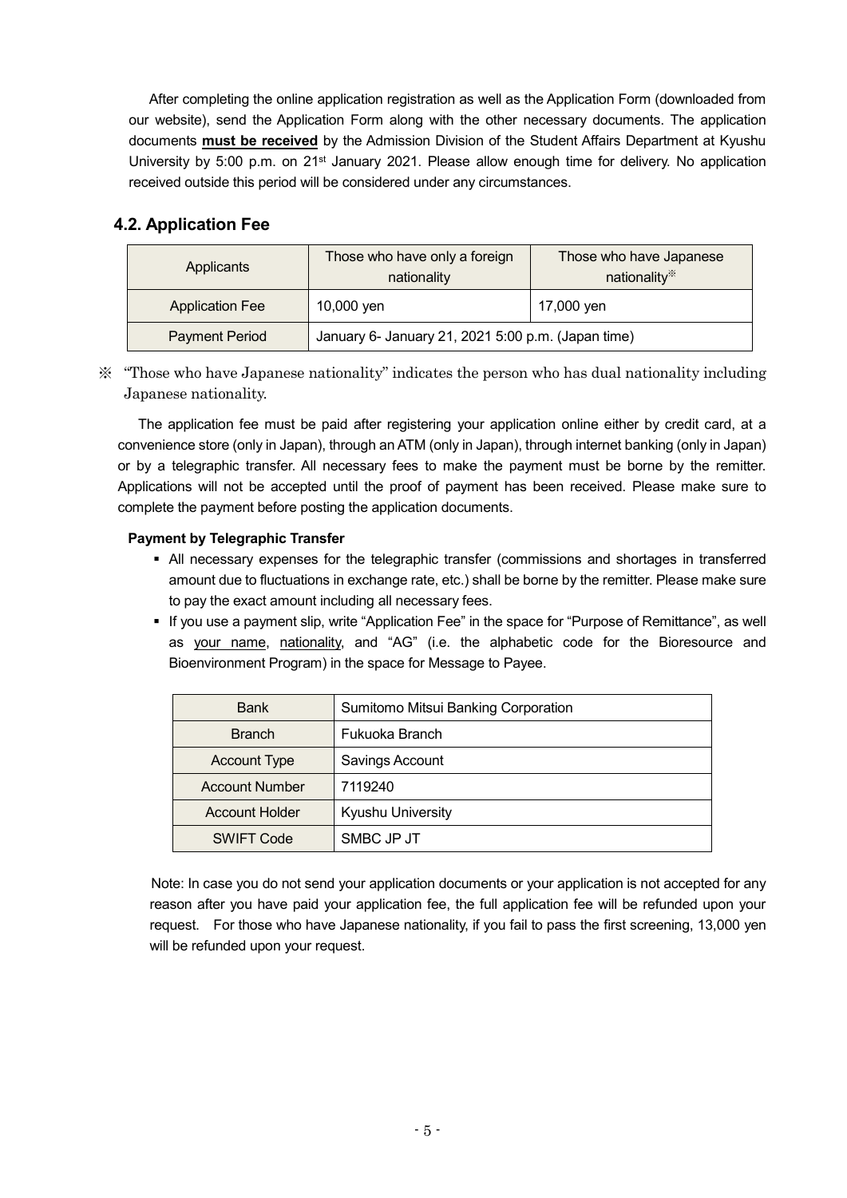After completing the online application registration as well as the Application Form (downloaded from our website), send the Application Form along with the other necessary documents. The application documents **must be received** by the Admission Division of the Student Affairs Department at Kyushu University by 5:00 p.m. on 21st January 2021. Please allow enough time for delivery. No application received outside this period will be considered under any circumstances.

### 4.2. Application Fee

| Applicants | Those who have only a foreign nationality | Those who have Japanese nationality※ |
|---|---|---|
| Application Fee | 10,000 yen | 17,000 yen |
| Payment Period | January 6- January 21, 2021 5:00 p.m. (Japan time) | |

※ "Those who have Japanese nationality" indicates the person who has dual nationality including Japanese nationality.

The application fee must be paid after registering your application online either by credit card, at a convenience store (only in Japan), through an ATM (only in Japan), through internet banking (only in Japan) or by a telegraphic transfer. All necessary fees to make the payment must be borne by the remitter. Applications will not be accepted until the proof of payment has been received. Please make sure to complete the payment before posting the application documents.

**Payment by Telegraphic Transfer**

- All necessary expenses for the telegraphic transfer (commissions and shortages in transferred amount due to fluctuations in exchange rate, etc.) shall be borne by the remitter. Please make sure to pay the exact amount including all necessary fees.
- If you use a payment slip, write "Application Fee" in the space for "Purpose of Remittance", as well as your name, nationality, and "AG" (i.e. the alphabetic code for the Bioresource and Bioenvironment Program) in the space for Message to Payee.

| Bank | Sumitomo Mitsui Banking Corporation |
|---|---|
| Branch | Fukuoka Branch |
| Account Type | Savings Account |
| Account Number | 7119240 |
| Account Holder | Kyushu University |
| SWIFT Code | SMBC JP JT |

Note: In case you do not send your application documents or your application is not accepted for any reason after you have paid your application fee, the full application fee will be refunded upon your request. For those who have Japanese nationality, if you fail to pass the first screening, 13,000 yen will be refunded upon your request.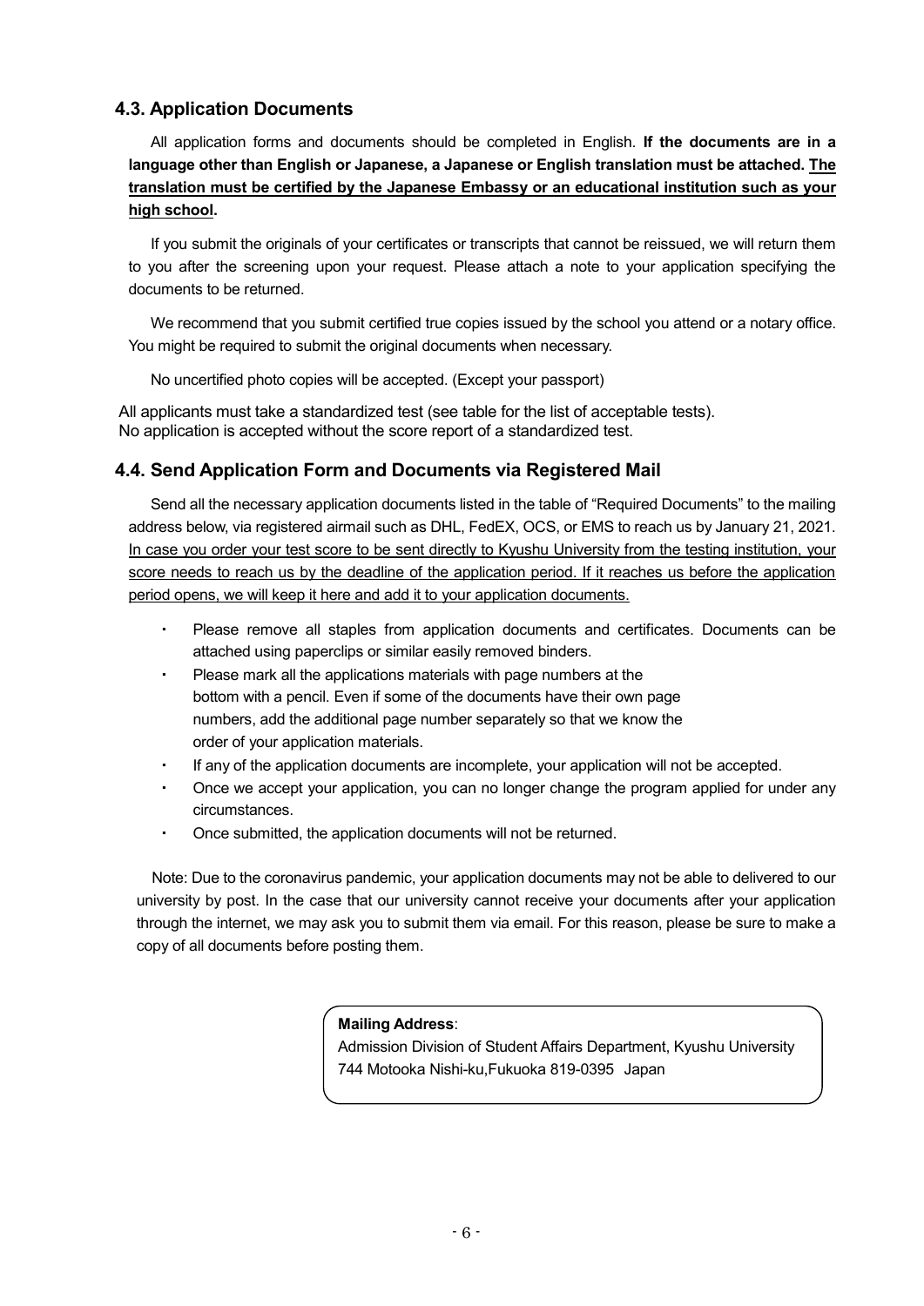### 4.3. Application Documents

All application forms and documents should be completed in English. **If the documents are in a language other than English or Japanese, a Japanese or English translation must be attached. <u>The translation must be certified by the Japanese Embassy or an educational institution such as your high school</u>.**

If you submit the originals of your certificates or transcripts that cannot be reissued, we will return them to you after the screening upon your request. Please attach a note to your application specifying the documents to be returned.

We recommend that you submit certified true copies issued by the school you attend or a notary office. You might be required to submit the original documents when necessary.

No uncertified photo copies will be accepted. (Except your passport)

All applicants must take a standardized test (see table for the list of acceptable tests).
No application is accepted without the score report of a standardized test.

### 4.4. Send Application Form and Documents via Registered Mail

Send all the necessary application documents listed in the table of "Required Documents" to the mailing address below, via registered airmail such as DHL, FedEX, OCS, or EMS to reach us by January 21, 2021. <u>In case you order your test score to be sent directly to Kyushu University from the testing institution, your score needs to reach us by the deadline of the application period. If it reaches us before the application period opens, we will keep it here and add it to your application documents.</u>

- Please remove all staples from application documents and certificates. Documents can be attached using paperclips or similar easily removed binders.
- Please mark all the applications materials with page numbers at the bottom with a pencil. Even if some of the documents have their own page numbers, add the additional page number separately so that we know the order of your application materials.
- If any of the application documents are incomplete, your application will not be accepted.
- Once we accept your application, you can no longer change the program applied for under any circumstances.
- Once submitted, the application documents will not be returned.

Note: Due to the coronavirus pandemic, your application documents may not be able to delivered to our university by post. In the case that our university cannot receive your documents after your application through the internet, we may ask you to submit them via email. For this reason, please be sure to make a copy of all documents before posting them.

**Mailing Address**:
Admission Division of Student Affairs Department, Kyushu University
744 Motooka Nishi-ku,Fukuoka 819-0395 Japan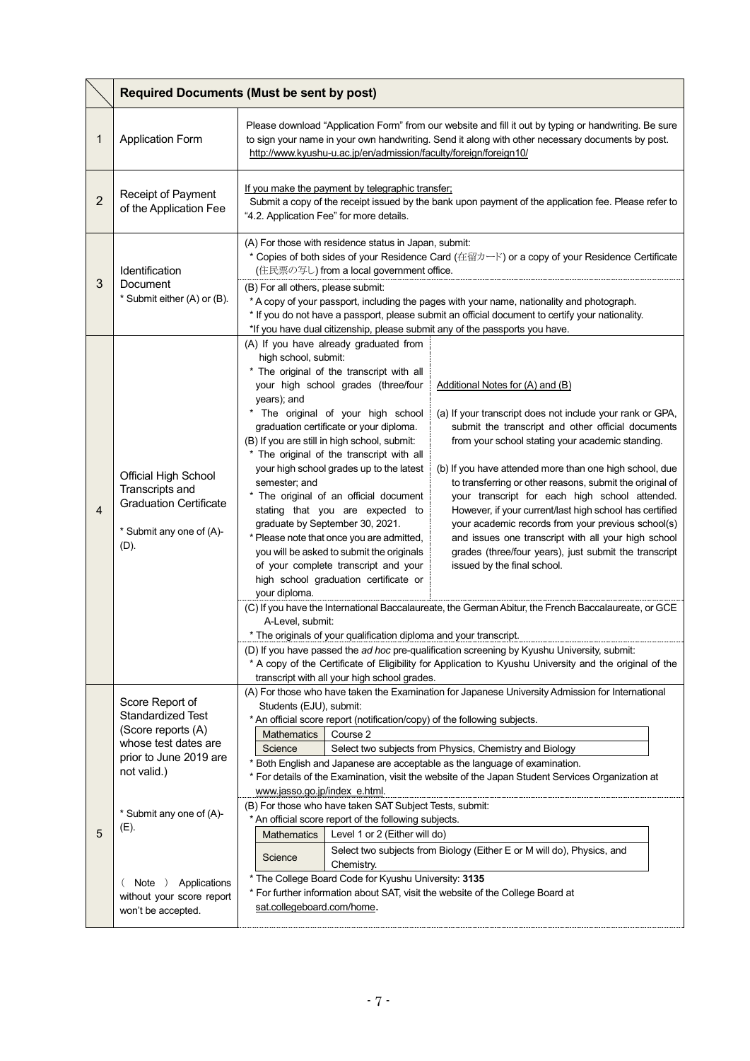| | Required Documents (Must be sent by post) | |
|---|---|---|
| 1 | Application Form | Please download "Application Form" from our website and fill it out by typing or handwriting. Be sure to sign your name in your own handwriting. Send it along with other necessary documents by post.<br>http://www.kyushu-u.ac.jp/en/admission/faculty/foreign/foreign10/ |
| 2 | Receipt of Payment of the Application Fee | If you make the payment by telegraphic transfer;<br>Submit a copy of the receipt issued by the bank upon payment of the application fee. Please refer to "4.2. Application Fee" for more details. |
| 3 | Identification Document<br>* Submit either (A) or (B). | (A) For those with residence status in Japan, submit:<br>* Copies of both sides of your Residence Card (在留カード) or a copy of your Residence Certificate (住民票の写し) from a local government office.<br>(B) For all others, please submit:<br>* A copy of your passport, including the pages with your name, nationality and photograph.<br>* If you do not have a passport, please submit an official document to certify your nationality.<br>*If you have dual citizenship, please submit any of the passports you have. |
| 4 | Official High School Transcripts and Graduation Certificate<br><br>* Submit any one of (A)-(D). | (A) If you have already graduated from high school, submit:<br>* The original of the transcript with all your high school grades (three/four years); and<br>* The original of your high school graduation certificate or your diploma.<br>(B) If you are still in high school, submit:<br>* The original of the transcript with all your high school grades up to the latest semester; and<br>* The original of an official document stating that you are expected to graduate by September 30, 2021.<br>* Please note that once you are admitted, you will be asked to submit the originals of your complete transcript and your high school graduation certificate or your diploma.<br><br>Additional Notes for (A) and (B)<br>(a) If your transcript does not include your rank or GPA, submit the transcript and other official documents from your school stating your academic standing.<br>(b) If you have attended more than one high school, due to transferring or other reasons, submit the original of your transcript for each high school attended. However, if your current/last high school has certified your academic records from your previous school(s) and issues one transcript with all your high school grades (three/four years), just submit the transcript issued by the final school.<br><br>(C) If you have the International Baccalaureate, the German Abitur, the French Baccalaureate, or GCE A-Level, submit:<br>* The originals of your qualification diploma and your transcript.<br>(D) If you have passed the *ad hoc* pre-qualification screening by Kyushu University, submit:<br>* A copy of the Certificate of Eligibility for Application to Kyushu University and the original of the transcript with all your high school grades. |
| 5 | Score Report of Standardized Test (Score reports (A) whose test dates are prior to June 2019 are not valid.)<br><br>* Submit any one of (A)-(E).<br><br>(Note) Applications without your score report won't be accepted. | (A) For those who have taken the Examination for Japanese University Admission for International Students (EJU), submit:<br>* An official score report (notification/copy) of the following subjects.<br>Mathematics: Course 2<br>Science: Select two subjects from Physics, Chemistry and Biology<br>* Both English and Japanese are acceptable as the language of examination.<br>* For details of the Examination, visit the website of the Japan Student Services Organization at www.jasso.go.jp/index_e.html.<br>(B) For those who have taken SAT Subject Tests, submit:<br>* An official score report of the following subjects.<br>Mathematics: Level 1 or 2 (Either will do)<br>Science: Select two subjects from Biology (Either E or M will do), Physics, and Chemistry.<br>* The College Board Code for Kyushu University: **3135**<br>* For further information about SAT, visit the website of the College Board at sat.collegeboard.com/home. |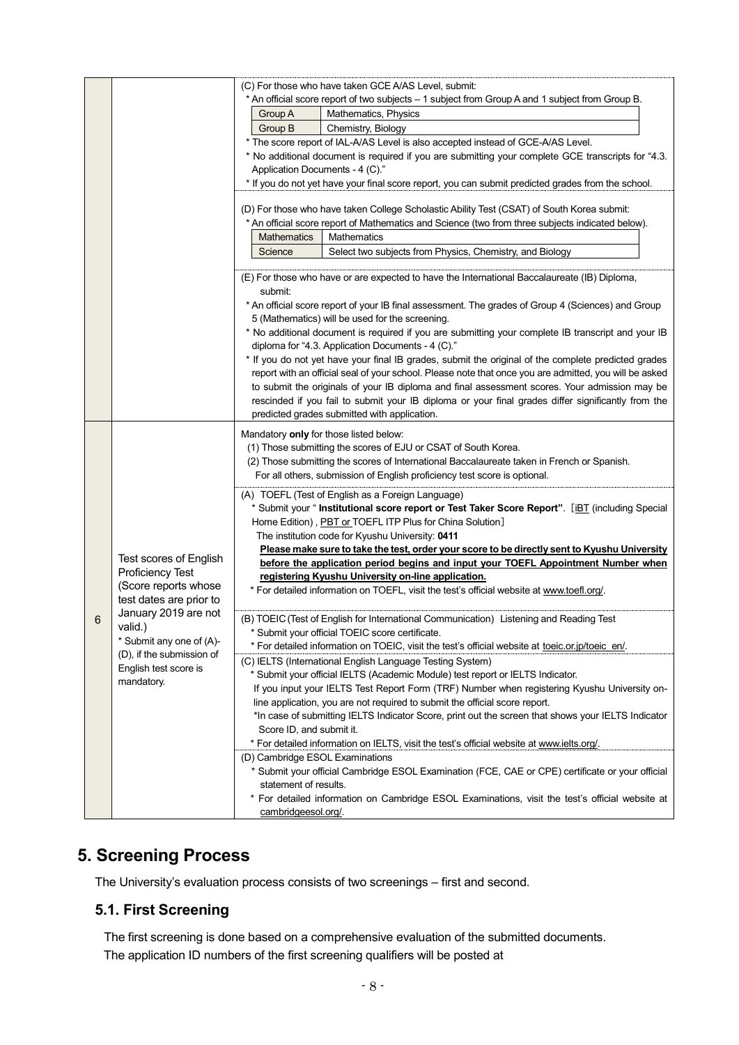| | | |
|---|---|---|
| | | (C) For those who have taken GCE A/AS Level, submit:<br>* An official score report of two subjects – 1 subject from Group A and 1 subject from Group B.<br>Group A: Mathematics, Physics<br>Group B: Chemistry, Biology<br>* The score report of IAL-A/AS Level is also accepted instead of GCE-A/AS Level.<br>* No additional document is required if you are submitting your complete GCE transcripts for "4.3. Application Documents - 4 (C)."<br>* If you do not yet have your final score report, you can submit predicted grades from the school.<br><br>(D) For those who have taken College Scholastic Ability Test (CSAT) of South Korea submit:<br>* An official score report of Mathematics and Science (two from three subjects indicated below).<br>Mathematics: Mathematics<br>Science: Select two subjects from Physics, Chemistry, and Biology<br><br>(E) For those who have or are expected to have the International Baccalaureate (IB) Diploma, submit:<br>* An official score report of your IB final assessment. The grades of Group 4 (Sciences) and Group 5 (Mathematics) will be used for the screening.<br>* No additional document is required if you are submitting your complete IB transcript and your IB diploma for "4.3. Application Documents - 4 (C)."<br>* If you do not yet have your final IB grades, submit the original of the complete predicted grades report with an official seal of your school. Please note that once you are admitted, you will be asked to submit the originals of your IB diploma and final assessment scores. Your admission may be rescinded if you fail to submit your IB diploma or your final grades differ significantly from the predicted grades submitted with application. |
| 6 | Test scores of English Proficiency Test<br>(Score reports whose test dates are prior to January 2019 are not valid.)<br>* Submit any one of (A)-(D), if the submission of English test score is mandatory. | Mandatory **only** for those listed below:<br>(1) Those submitting the scores of EJU or CSAT of South Korea.<br>(2) Those submitting the scores of International Baccalaureate taken in French or Spanish.<br>For all others, submission of English proficiency test score is optional.<br><br>(A) TOEFL (Test of English as a Foreign Language)<br>* Submit your " **Institutional score report or Test Taker Score Report"**. [iBT (including Special Home Edition), PBT or TOEFL ITP Plus for China Solution]<br>The institution code for Kyushu University: **0411**<br>**Please make sure to take the test, order your score to be directly sent to Kyushu University before the application period begins and input your TOEFL Appointment Number when registering Kyushu University on-line application.**<br>* For detailed information on TOEFL, visit the test's official website at www.toefl.org/.<br><br>(B) TOEIC (Test of English for International Communication) Listening and Reading Test<br>* Submit your official TOEIC score certificate.<br>* For detailed information on TOEIC, visit the test's official website at toeic.or.jp/toeic_en/.<br><br>(C) IELTS (International English Language Testing System)<br>* Submit your official IELTS (Academic Module) test report or IELTS Indicator.<br>If you input your IELTS Test Report Form (TRF) Number when registering Kyushu University on-line application, you are not required to submit the official score report.<br>*In case of submitting IELTS Indicator Score, print out the screen that shows your IELTS Indicator Score ID, and submit it.<br>* For detailed information on IELTS, visit the test's official website at www.ielts.org/.<br><br>(D) Cambridge ESOL Examinations<br>* Submit your official Cambridge ESOL Examination (FCE, CAE or CPE) certificate or your official statement of results.<br>* For detailed information on Cambridge ESOL Examinations, visit the test's official website at cambridgeesol.org/. |

# 5. Screening Process

The University's evaluation process consists of two screenings – first and second.

## 5.1. First Screening

The first screening is done based on a comprehensive evaluation of the submitted documents.
The application ID numbers of the first screening qualifiers will be posted at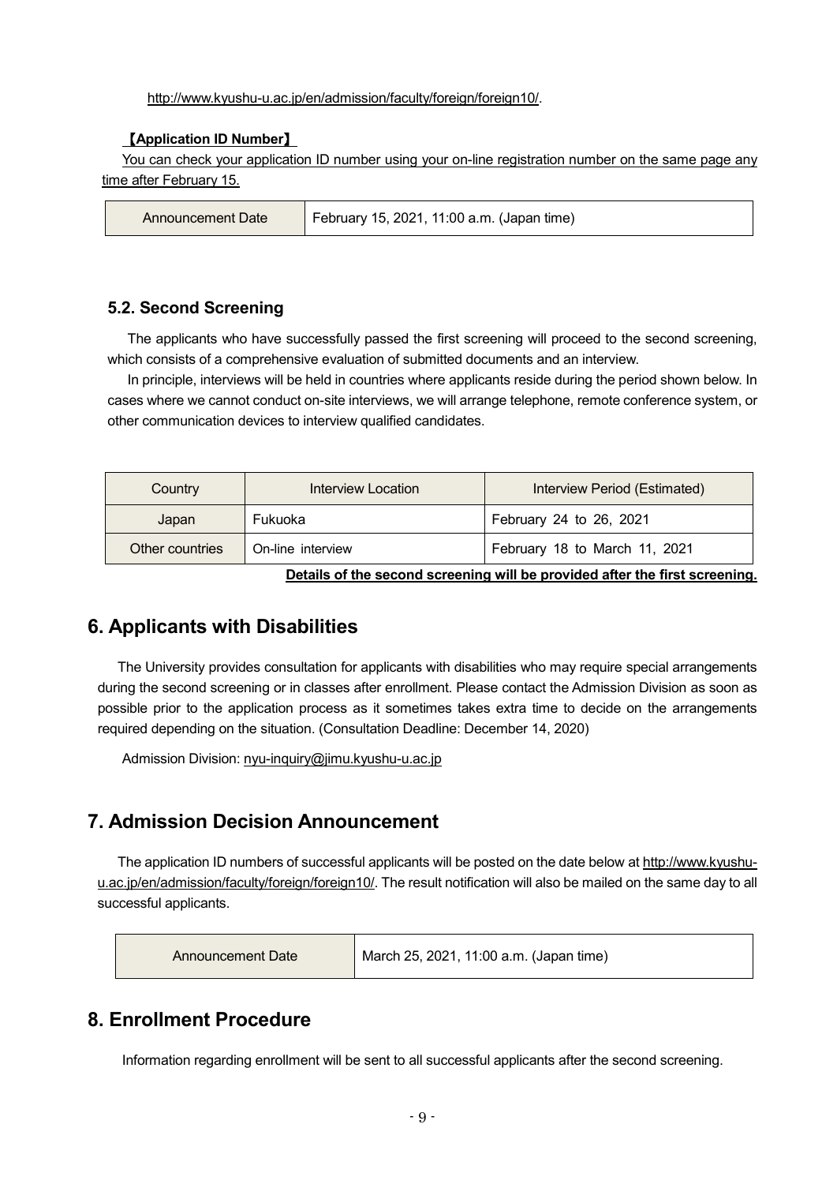http://www.kyushu-u.ac.jp/en/admission/faculty/foreign/foreign10/.

**【Application ID Number】**

You can check your application ID number using your on-line registration number on the same page any time after February 15.

| Announcement Date | February 15, 2021, 11:00 a.m. (Japan time) |
|---|---|

### 5.2. Second Screening

The applicants who have successfully passed the first screening will proceed to the second screening, which consists of a comprehensive evaluation of submitted documents and an interview.

In principle, interviews will be held in countries where applicants reside during the period shown below. In cases where we cannot conduct on-site interviews, we will arrange telephone, remote conference system, or other communication devices to interview qualified candidates.

| Country | Interview Location | Interview Period (Estimated) |
|---|---|---|
| Japan | Fukuoka | February 24 to 26, 2021 |
| Other countries | On-line interview | February 18 to March 11, 2021 |

**Details of the second screening will be provided after the first screening.**

## 6. Applicants with Disabilities

The University provides consultation for applicants with disabilities who may require special arrangements during the second screening or in classes after enrollment. Please contact the Admission Division as soon as possible prior to the application process as it sometimes takes extra time to decide on the arrangements required depending on the situation. (Consultation Deadline: December 14, 2020)

Admission Division: nyu-inquiry@jimu.kyushu-u.ac.jp

## 7. Admission Decision Announcement

The application ID numbers of successful applicants will be posted on the date below at http://www.kyushu-u.ac.jp/en/admission/faculty/foreign/foreign10/. The result notification will also be mailed on the same day to all successful applicants.

| Announcement Date | March 25, 2021, 11:00 a.m. (Japan time) |
|---|---|

## 8. Enrollment Procedure

Information regarding enrollment will be sent to all successful applicants after the second screening.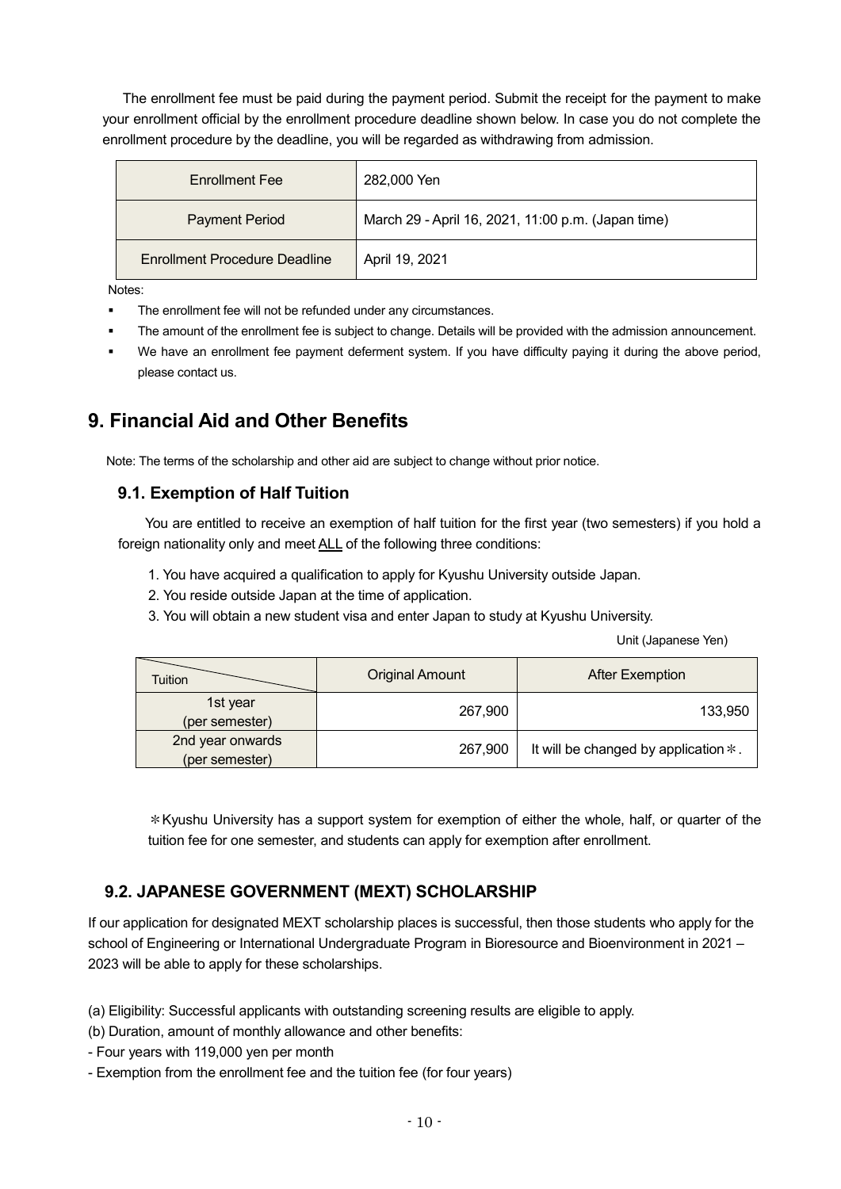The enrollment fee must be paid during the payment period. Submit the receipt for the payment to make your enrollment official by the enrollment procedure deadline shown below. In case you do not complete the enrollment procedure by the deadline, you will be regarded as withdrawing from admission.

| Enrollment Fee | 282,000 Yen |
|---|---|
| Payment Period | March 29 - April 16, 2021, 11:00 p.m. (Japan time) |
| Enrollment Procedure Deadline | April 19, 2021 |

Notes:

- The enrollment fee will not be refunded under any circumstances.
- The amount of the enrollment fee is subject to change. Details will be provided with the admission announcement.
- We have an enrollment fee payment deferment system. If you have difficulty paying it during the above period, please contact us.

# 9. Financial Aid and Other Benefits

Note: The terms of the scholarship and other aid are subject to change without prior notice.

## 9.1. Exemption of Half Tuition

You are entitled to receive an exemption of half tuition for the first year (two semesters) if you hold a foreign nationality only and meet ALL of the following three conditions:

1. You have acquired a qualification to apply for Kyushu University outside Japan.
2. You reside outside Japan at the time of application.
3. You will obtain a new student visa and enter Japan to study at Kyushu University.

Unit (Japanese Yen)

| Tuition | Original Amount | After Exemption |
|---|---|---|
| 1st year (per semester) | 267,900 | 133,950 |
| 2nd year onwards (per semester) | 267,900 | It will be changed by application＊. |

＊Kyushu University has a support system for exemption of either the whole, half, or quarter of the tuition fee for one semester, and students can apply for exemption after enrollment.

## 9.2. JAPANESE GOVERNMENT (MEXT) SCHOLARSHIP

If our application for designated MEXT scholarship places is successful, then those students who apply for the school of Engineering or International Undergraduate Program in Bioresource and Bioenvironment in 2021 – 2023 will be able to apply for these scholarships.

(a) Eligibility: Successful applicants with outstanding screening results are eligible to apply.

(b) Duration, amount of monthly allowance and other benefits:

- Four years with 119,000 yen per month
- Exemption from the enrollment fee and the tuition fee (for four years)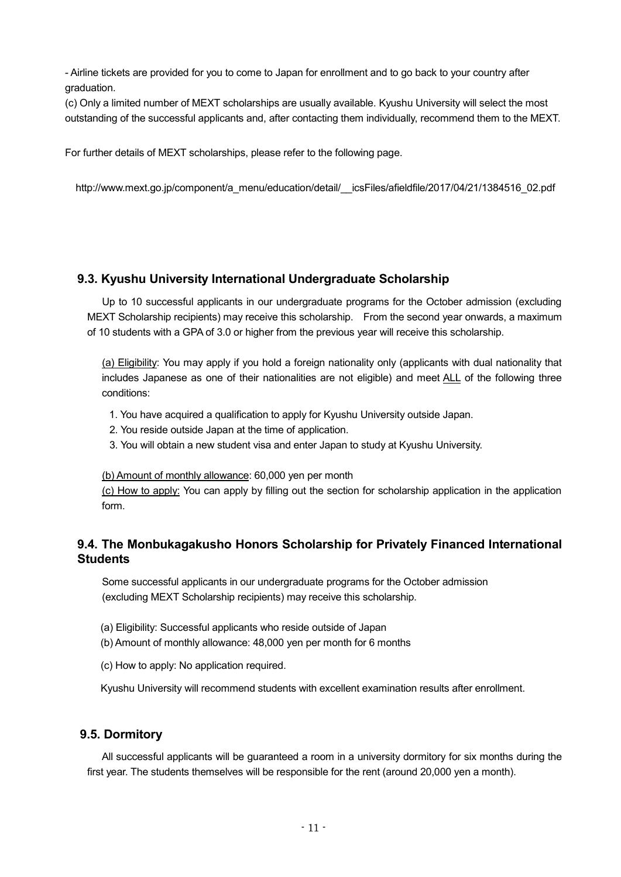- Airline tickets are provided for you to come to Japan for enrollment and to go back to your country after graduation.

(c) Only a limited number of MEXT scholarships are usually available. Kyushu University will select the most outstanding of the successful applicants and, after contacting them individually, recommend them to the MEXT.

For further details of MEXT scholarships, please refer to the following page.

http://www.mext.go.jp/component/a_menu/education/detail/__icsFiles/afieldfile/2017/04/21/1384516_02.pdf

### 9.3. Kyushu University International Undergraduate Scholarship

Up to 10 successful applicants in our undergraduate programs for the October admission (excluding MEXT Scholarship recipients) may receive this scholarship. From the second year onwards, a maximum of 10 students with a GPA of 3.0 or higher from the previous year will receive this scholarship.

(a) Eligibility: You may apply if you hold a foreign nationality only (applicants with dual nationality that includes Japanese as one of their nationalities are not eligible) and meet ALL of the following three conditions:

1. You have acquired a qualification to apply for Kyushu University outside Japan.
2. You reside outside Japan at the time of application.
3. You will obtain a new student visa and enter Japan to study at Kyushu University.

(b) Amount of monthly allowance: 60,000 yen per month

(c) How to apply: You can apply by filling out the section for scholarship application in the application form.

### 9.4. The Monbukagakusho Honors Scholarship for Privately Financed International Students

Some successful applicants in our undergraduate programs for the October admission (excluding MEXT Scholarship recipients) may receive this scholarship.

(a) Eligibility: Successful applicants who reside outside of Japan

(b) Amount of monthly allowance: 48,000 yen per month for 6 months

(c) How to apply: No application required.

Kyushu University will recommend students with excellent examination results after enrollment.

### 9.5. Dormitory

All successful applicants will be guaranteed a room in a university dormitory for six months during the first year. The students themselves will be responsible for the rent (around 20,000 yen a month).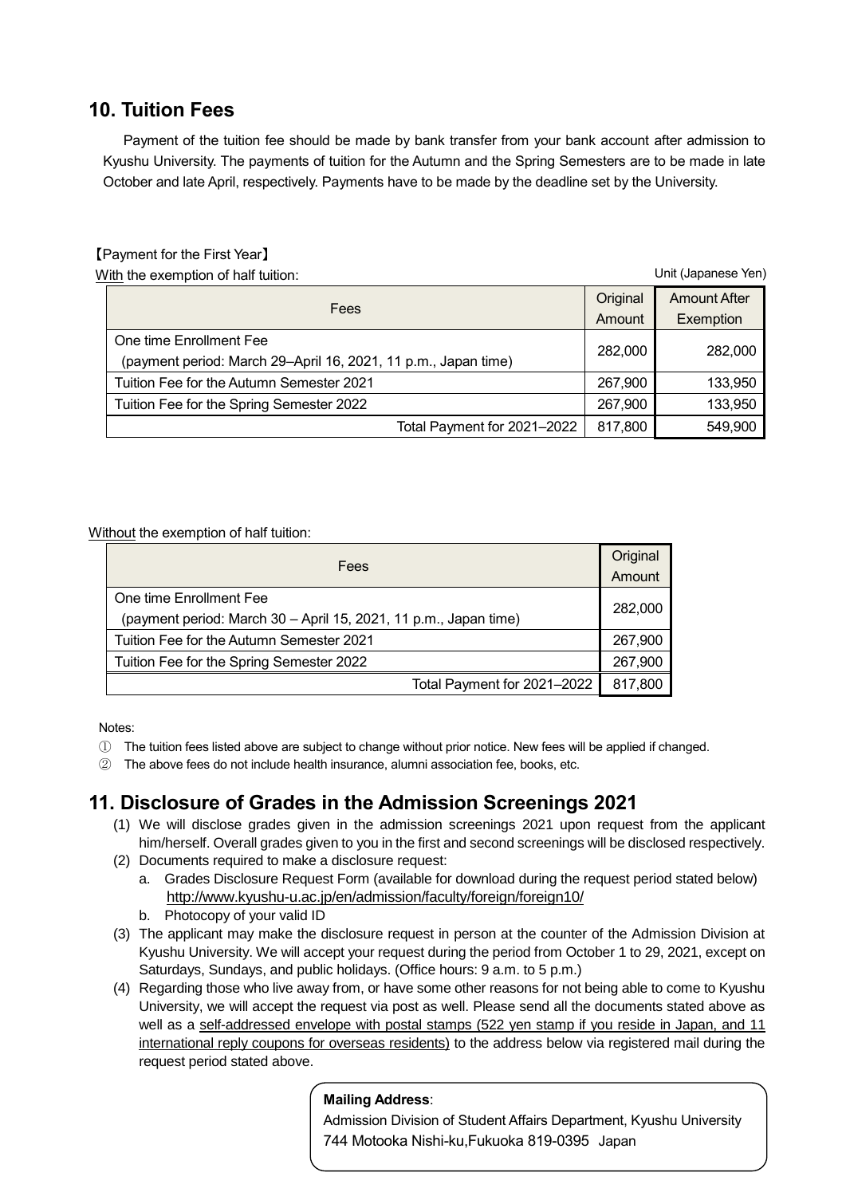## 10. Tuition Fees

Payment of the tuition fee should be made by bank transfer from your bank account after admission to Kyushu University. The payments of tuition for the Autumn and the Spring Semesters are to be made in late October and late April, respectively. Payments have to be made by the deadline set by the University.

【Payment for the First Year】

With the exemption of half tuition:

Unit (Japanese Yen)

| Fees | Original Amount | Amount After Exemption |
|---|---|---|
| One time Enrollment Fee (payment period: March 29–April 16, 2021, 11 p.m., Japan time) | 282,000 | 282,000 |
| Tuition Fee for the Autumn Semester 2021 | 267,900 | 133,950 |
| Tuition Fee for the Spring Semester 2022 | 267,900 | 133,950 |
| Total Payment for 2021–2022 | 817,800 | 549,900 |

Without the exemption of half tuition:

| Fees | Original Amount |
|---|---|
| One time Enrollment Fee (payment period: March 30 – April 15, 2021, 11 p.m., Japan time) | 282,000 |
| Tuition Fee for the Autumn Semester 2021 | 267,900 |
| Tuition Fee for the Spring Semester 2022 | 267,900 |
| Total Payment for 2021–2022 | 817,800 |

Notes:

① The tuition fees listed above are subject to change without prior notice. New fees will be applied if changed.

② The above fees do not include health insurance, alumni association fee, books, etc.

## 11. Disclosure of Grades in the Admission Screenings 2021

(1) We will disclose grades given in the admission screenings 2021 upon request from the applicant him/herself. Overall grades given to you in the first and second screenings will be disclosed respectively.

(2) Documents required to make a disclosure request:
   a. Grades Disclosure Request Form (available for download during the request period stated below) http://www.kyushu-u.ac.jp/en/admission/faculty/foreign/foreign10/
   b. Photocopy of your valid ID

(3) The applicant may make the disclosure request in person at the counter of the Admission Division at Kyushu University. We will accept your request during the period from October 1 to 29, 2021, except on Saturdays, Sundays, and public holidays. (Office hours: 9 a.m. to 5 p.m.)

(4) Regarding those who live away from, or have some other reasons for not being able to come to Kyushu University, we will accept the request via post as well. Please send all the documents stated above as well as a self-addressed envelope with postal stamps (522 yen stamp if you reside in Japan, and 11 international reply coupons for overseas residents) to the address below via registered mail during the request period stated above.

**Mailing Address**:
Admission Division of Student Affairs Department, Kyushu University
744 Motooka Nishi-ku,Fukuoka 819-0395 Japan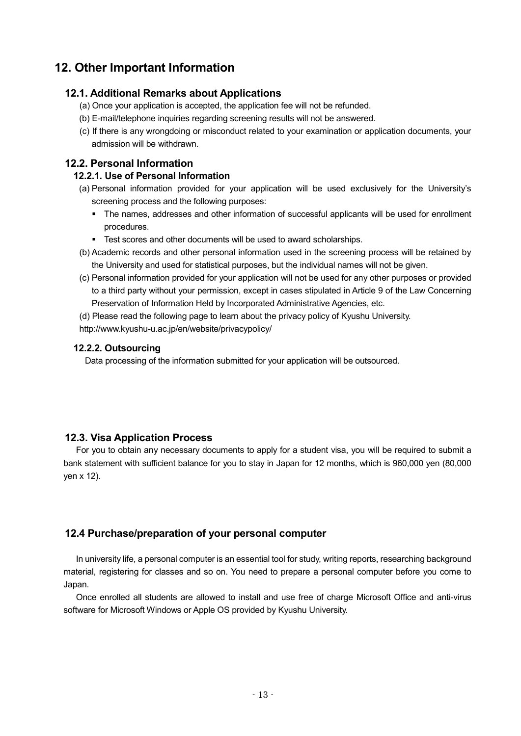# 12. Other Important Information

## 12.1. Additional Remarks about Applications

(a) Once your application is accepted, the application fee will not be refunded.

(b) E-mail/telephone inquiries regarding screening results will not be answered.

(c) If there is any wrongdoing or misconduct related to your examination or application documents, your admission will be withdrawn.

## 12.2. Personal Information

### 12.2.1. Use of Personal Information

(a) Personal information provided for your application will be used exclusively for the University's screening process and the following purposes:

- The names, addresses and other information of successful applicants will be used for enrollment procedures.
- Test scores and other documents will be used to award scholarships.

(b) Academic records and other personal information used in the screening process will be retained by the University and used for statistical purposes, but the individual names will not be given.

(c) Personal information provided for your application will not be used for any other purposes or provided to a third party without your permission, except in cases stipulated in Article 9 of the Law Concerning Preservation of Information Held by Incorporated Administrative Agencies, etc.

(d) Please read the following page to learn about the privacy policy of Kyushu University.

http://www.kyushu-u.ac.jp/en/website/privacypolicy/

### 12.2.2. Outsourcing

Data processing of the information submitted for your application will be outsourced.

## 12.3. Visa Application Process

For you to obtain any necessary documents to apply for a student visa, you will be required to submit a bank statement with sufficient balance for you to stay in Japan for 12 months, which is 960,000 yen (80,000 yen x 12).

## 12.4 Purchase/preparation of your personal computer

In university life, a personal computer is an essential tool for study, writing reports, researching background material, registering for classes and so on. You need to prepare a personal computer before you come to Japan.

Once enrolled all students are allowed to install and use free of charge Microsoft Office and anti-virus software for Microsoft Windows or Apple OS provided by Kyushu University.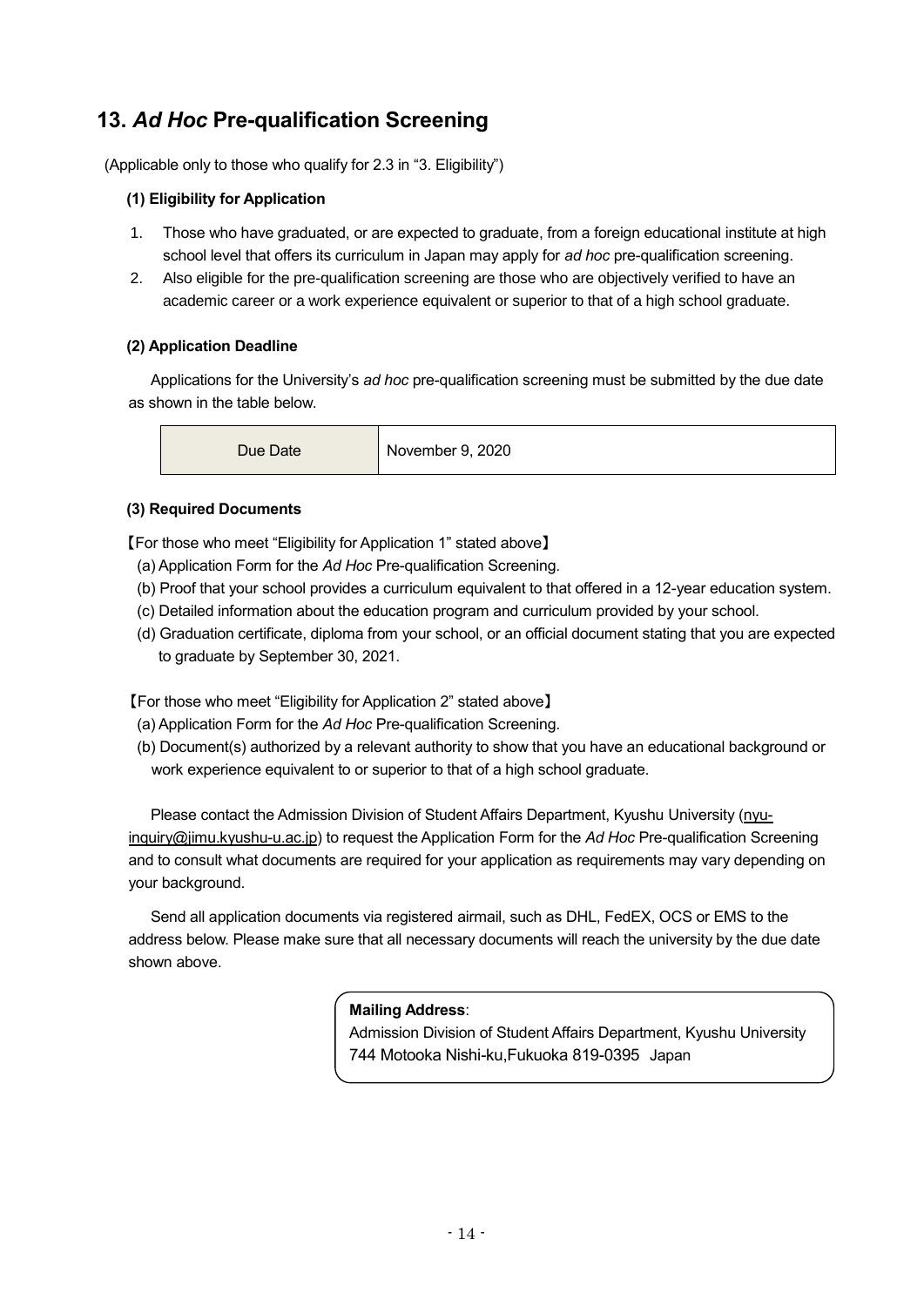## 13. *Ad Hoc* Pre-qualification Screening

(Applicable only to those who qualify for 2.3 in "3. Eligibility")

### (1) Eligibility for Application

1. Those who have graduated, or are expected to graduate, from a foreign educational institute at high school level that offers its curriculum in Japan may apply for *ad hoc* pre-qualification screening.
2. Also eligible for the pre-qualification screening are those who are objectively verified to have an academic career or a work experience equivalent or superior to that of a high school graduate.

### (2) Application Deadline

Applications for the University's *ad hoc* pre-qualification screening must be submitted by the due date as shown in the table below.

| | |
|---|---|
| Due Date | November 9, 2020 |

### (3) Required Documents

【For those who meet "Eligibility for Application 1" stated above】

(a) Application Form for the *Ad Hoc* Pre-qualification Screening.
(b) Proof that your school provides a curriculum equivalent to that offered in a 12-year education system.
(c) Detailed information about the education program and curriculum provided by your school.
(d) Graduation certificate, diploma from your school, or an official document stating that you are expected to graduate by September 30, 2021.

【For those who meet "Eligibility for Application 2" stated above】

(a) Application Form for the *Ad Hoc* Pre-qualification Screening.
(b) Document(s) authorized by a relevant authority to show that you have an educational background or work experience equivalent to or superior to that of a high school graduate.

Please contact the Admission Division of Student Affairs Department, Kyushu University (nyu-inquiry@jimu.kyushu-u.ac.jp) to request the Application Form for the *Ad Hoc* Pre-qualification Screening and to consult what documents are required for your application as requirements may vary depending on your background.

Send all application documents via registered airmail, such as DHL, FedEX, OCS or EMS to the address below. Please make sure that all necessary documents will reach the university by the due date shown above.

**Mailing Address**:
Admission Division of Student Affairs Department, Kyushu University
744 Motooka Nishi-ku,Fukuoka 819-0395 Japan